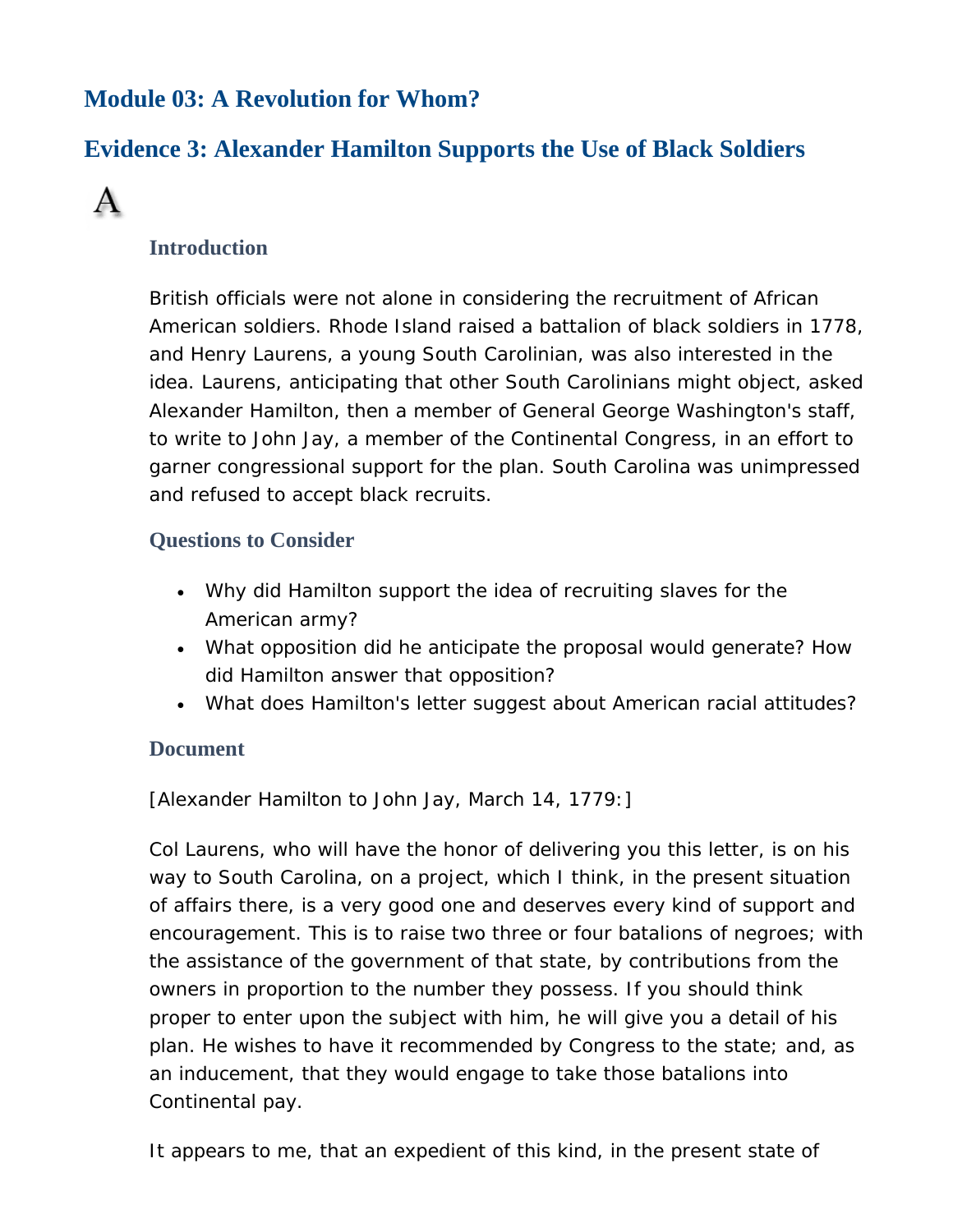## Module 03: A Revolution for Whom?

## Evidence 3: Alexander Hamilton Supports the Use of Black Soldiers

A

### Introduction

British officials were not alone in considering the recruitment of African American soldiers. Rhode Island raised a battalion of black soldiers in 1778, and Henry Laurens, a young South Carolinian, was also interested in the idea. Laurens, anticipating that other South Carolinians might object, asked Alexander Hamilton, then a member of General George Washington's staff, to write to John Jay, a member of the Continental Congress, in an effort to garner congressional support for the plan. South Carolina was unimpressed and refused to accept black recruits.

### Questions to Consider

- Why did Hamilton support the idea of recruiting slaves for the American army?
- What opposition did he anticipate the proposal would generate? How did Hamilton answer that opposition?
- What does Hamilton's letter suggest about American racial attitudes?

### Document

[Alexander Hamilton to John Jay, March 14, 1779:]

Col Laurens, who will have the honor of delivering you this letter, is on his way to South Carolina, on a project, which I think, in the present situation of affairs there, is a very good one and deserves every kind of support and encouragement. This is to raise two three or four batalions of negroes; with the assistance of the government of that state, by contributions from the owners in proportion to the number they possess. If you should think proper to enter upon the subject with him, he will give you a detail of his plan. He wishes to have it recommended by Congress to the state; and, as an inducement, that they would engage to take those batalions into Continental pay.

It appears to me, that an expedient of this kind, in the present state of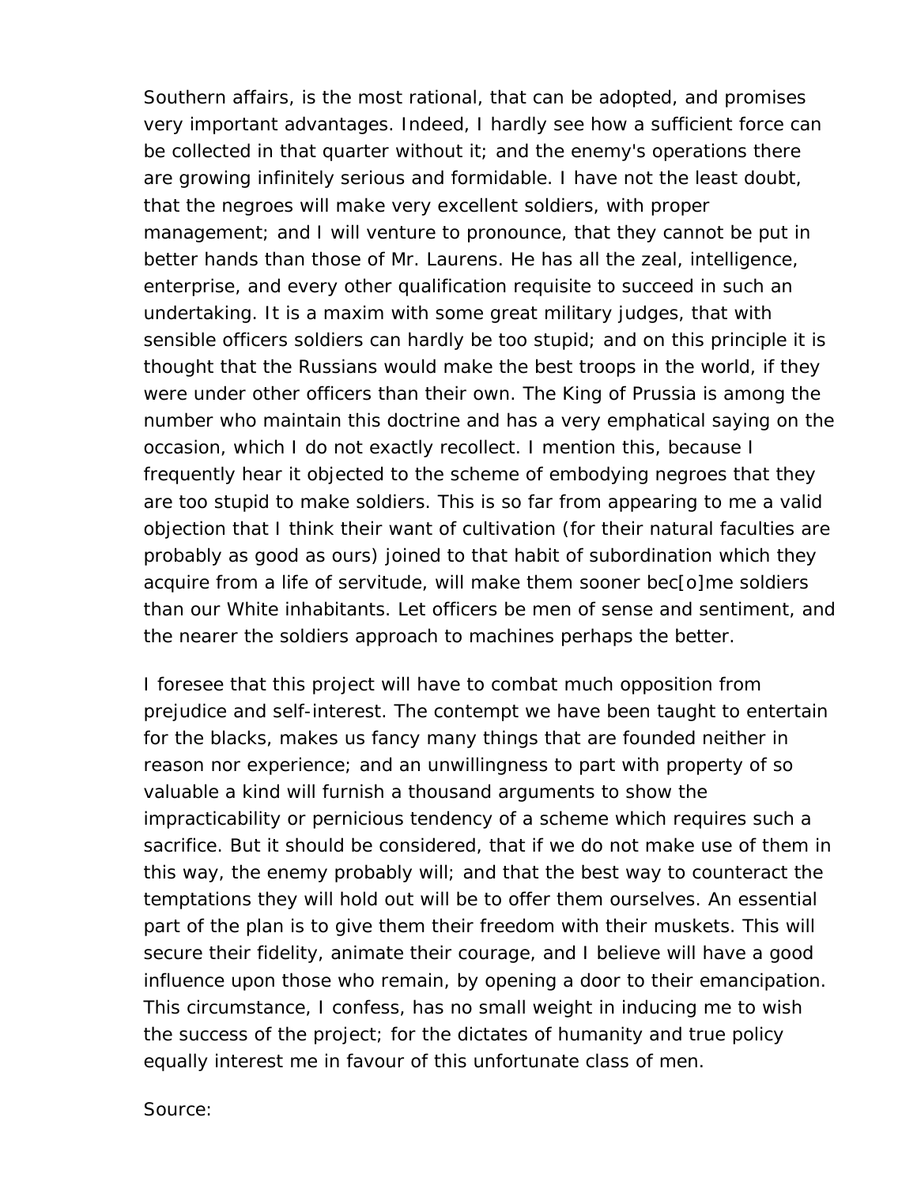Southern affairs, is the most rational, that can be adopted, and promises very important advantages. Indeed, I hardly see how a sufficient force can be collected in that quarter without it; and the enemy's operations there are growing infinitely serious and formidable. I have not the least doubt, that the negroes will make very excellent soldiers, with proper management; and I will venture to pronounce, that they cannot be put in better hands than those of Mr. Laurens. He has all the zeal, intelligence, enterprise, and every other qualification requisite to succeed in such an undertaking. It is a maxim with some great military judges, that with sensible officers soldiers can hardly be too stupid; and on this principle it is thought that the Russians would make the best troops in the world, if they were under other officers than their own. The King of Prussia is among the number who maintain this doctrine and has a very emphatical saying on the occasion, which I do not exactly recollect. I mention this, because I frequently hear it objected to the scheme of embodying negroes that they are too stupid to make soldiers. This is so far from appearing to me a valid objection that I think their want of cultivation (for their natural faculties are probably as good as ours) joined to that habit of subordination which they acquire from a life of servitude, will make them sooner bec[o]me soldiers than our White inhabitants. Let officers be men of sense and sentiment, and the nearer the soldiers approach to machines perhaps the better.

I foresee that this project will have to combat much opposition from prejudice and self-interest. The contempt we have been taught to entertain for the blacks, makes us fancy many things that are founded neither in reason nor experience; and an unwillingness to part with property of so valuable a kind will furnish a thousand arguments to show the impracticability or pernicious tendency of a scheme which requires such a sacrifice. But it should be considered, that if we do not make use of them in this way, the enemy probably will; and that the best way to counteract the temptations they will hold out will be to offer them ourselves. An essential part of the plan is to give them their freedom with their muskets. This will secure their fidelity, animate their courage, and I believe will have a good influence upon those who remain, by opening a door to their emancipation. This circumstance, I confess, has no small weight in inducing me to wish the success of the project; for the dictates of humanity and true policy equally interest me in favour of this unfortunate class of men.

Source: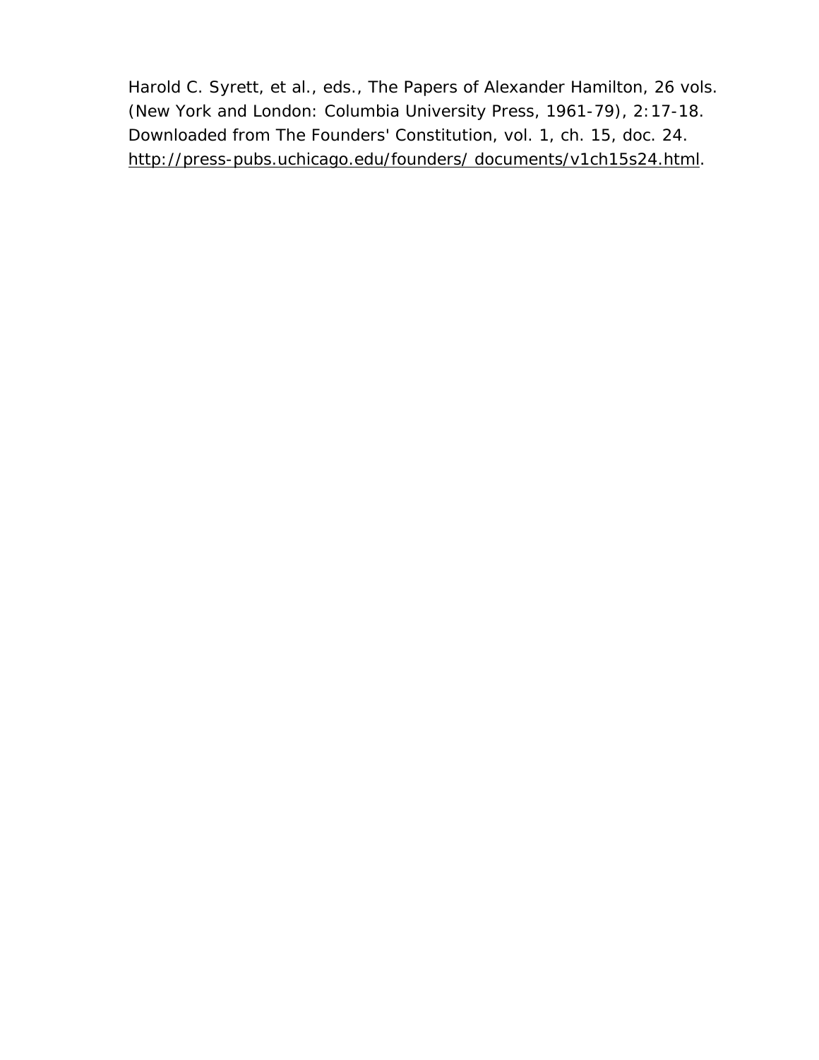Harold C. Syrett, et al., eds., The Papers of Alexander Hamilton, 26 vols. (New York and London: Columbia University Press, 1961-79), 2:17-18. Downloaded from The Founders' Constitution, vol. 1, ch. 15, doc. 24. http://press-pubs.uchicago.edu/founders/ documents/v1ch15s24.html.